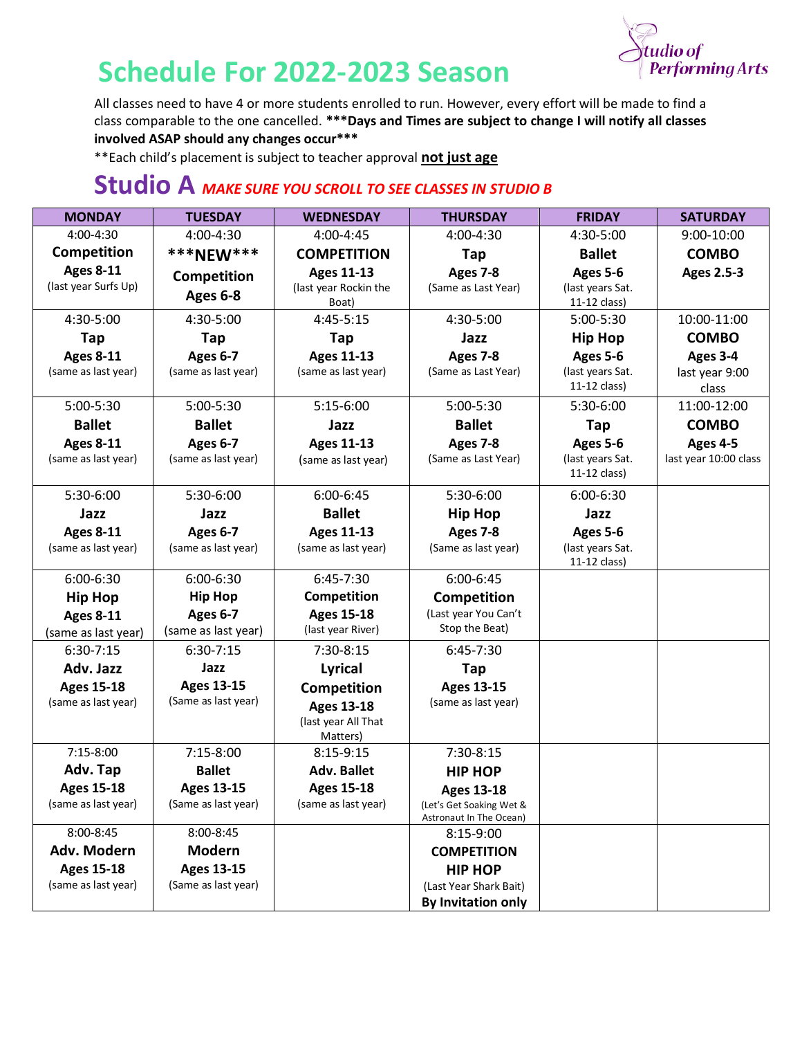# Schedule For 2022-2023 Season

Studio of Performing Arts

All classes need to have 4 or more students enrolled to run. However, every effort will be made to find a class comparable to the one cancelled. **\*\*\*Days and Times are subject to change I will notify all classes involved ASAP should any changes occur\*\*\***

\*\*Each child's placement is subject to teacher approval **not just age**

## Studio A *MAKE SURE YOU SCROLL TO SEE CLASSES IN STUDIO B*

| MONDAY | TUESDAY | WEDNESDAY | THURSDAY | FRIDAY | SATURDAY |
|---|---|---|---|---|---|
| 4:00-4:30 **Competition** **Ages 8-11** (last year Surfs Up) | 4:00-4:30 **\*\*\*NEW\*\*\*** **Competition** **Ages 6-8** | 4:00-4:45 **COMPETITION** **Ages 11-13** (last year Rockin the Boat) | 4:00-4:30 **Tap** **Ages 7-8** (Same as Last Year) | 4:30-5:00 **Ballet** **Ages 5-6** (last years Sat. 11-12 class) | 9:00-10:00 **COMBO** **Ages 2.5-3** |
| 4:30-5:00 **Tap** **Ages 8-11** (same as last year) | 4:30-5:00 **Tap** **Ages 6-7** (same as last year) | 4:45-5:15 **Tap** **Ages 11-13** (same as last year) | 4:30-5:00 **Jazz** **Ages 7-8** (Same as Last Year) | 5:00-5:30 **Hip Hop** **Ages 5-6** (last years Sat. 11-12 class) | 10:00-11:00 **COMBO** **Ages 3-4** last year 9:00 class |
| 5:00-5:30 **Ballet** **Ages 8-11** (same as last year) | 5:00-5:30 **Ballet** **Ages 6-7** (same as last year) | 5:15-6:00 **Jazz** **Ages 11-13** (same as last year) | 5:00-5:30 **Ballet** **Ages 7-8** (Same as Last Year) | 5:30-6:00 **Tap** **Ages 5-6** (last years Sat. 11-12 class) | 11:00-12:00 **COMBO** **Ages 4-5** last year 10:00 class |
| 5:30-6:00 **Jazz** **Ages 8-11** (same as last year) | 5:30-6:00 **Jazz** **Ages 6-7** (same as last year) | 6:00-6:45 **Ballet** **Ages 11-13** (same as last year) | 5:30-6:00 **Hip Hop** **Ages 7-8** (Same as last year) | 6:00-6:30 **Jazz** **Ages 5-6** (last years Sat. 11-12 class) | |
| 6:00-6:30 **Hip Hop** **Ages 8-11** (same as last year) | 6:00-6:30 **Hip Hop** **Ages 6-7** (same as last year) | 6:45-7:30 **Competition** **Ages 15-18** (last year River) | 6:00-6:45 **Competition** (Last year You Can't Stop the Beat) | | |
| 6:30-7:15 **Adv. Jazz** **Ages 15-18** (same as last year) | 6:30-7:15 **Jazz** **Ages 13-15** (Same as last year) | 7:30-8:15 **Lyrical** **Competition** **Ages 13-18** (last year All That Matters) | 6:45-7:30 **Tap** **Ages 13-15** (same as last year) | | |
| 7:15-8:00 **Adv. Tap** **Ages 15-18** (same as last year) | 7:15-8:00 **Ballet** **Ages 13-15** (Same as last year) | 8:15-9:15 **Adv. Ballet** **Ages 15-18** (same as last year) | 7:30-8:15 **HIP HOP** **Ages 13-18** (Let's Get Soaking Wet & Astronaut In The Ocean) | | |
| 8:00-8:45 **Adv. Modern** **Ages 15-18** (same as last year) | 8:00-8:45 **Modern** **Ages 13-15** (Same as last year) | | 8:15-9:00 **COMPETITION** **HIP HOP** (Last Year Shark Bait) **By Invitation only** | | |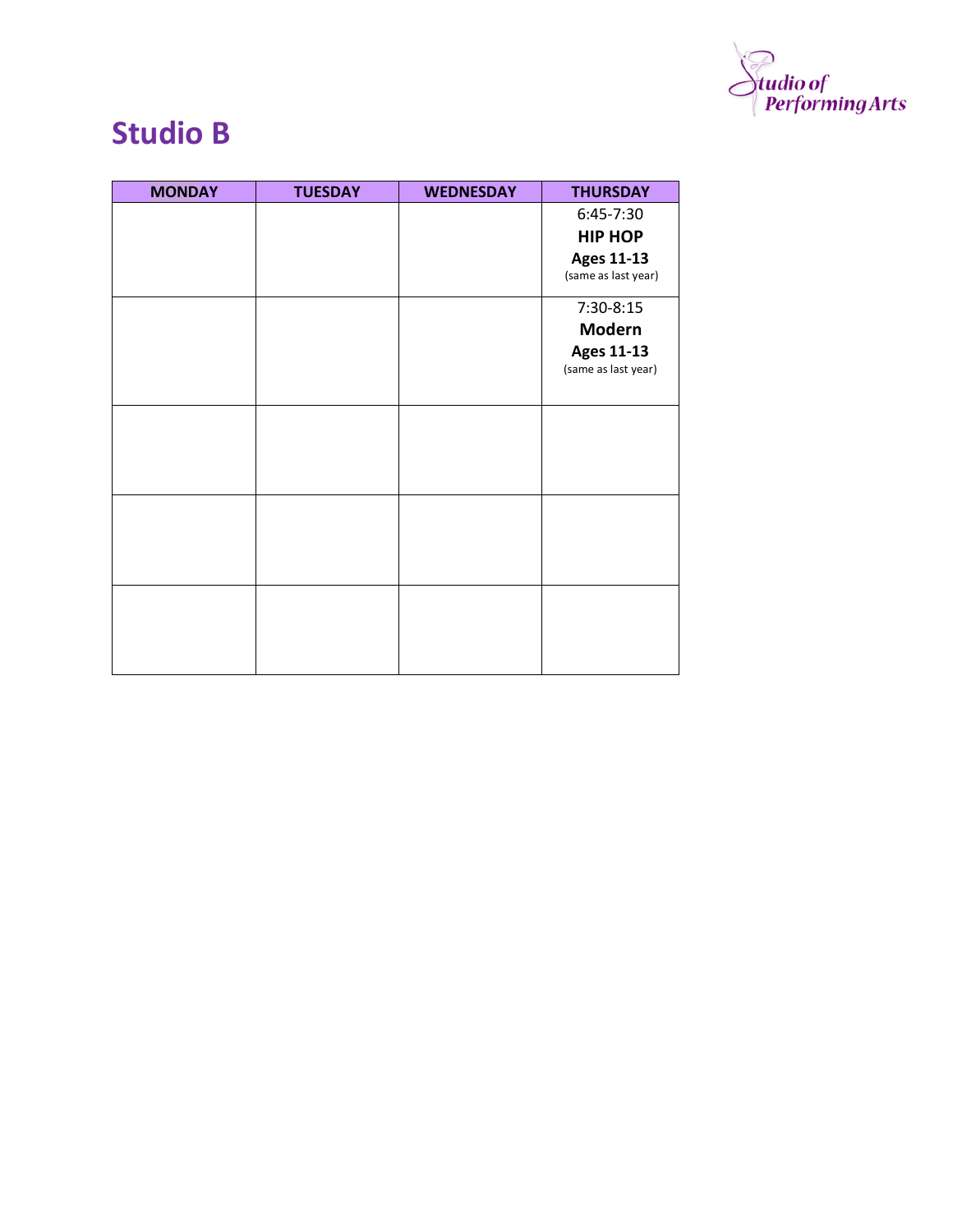# Studio B

| MONDAY | TUESDAY | WEDNESDAY | THURSDAY |
|---|---|---|---|
| | | | 6:45-7:30 **HIP HOP** **Ages 11-13** (same as last year) |
| | | | 7:30-8:15 **Modern** **Ages 11-13** (same as last year) |
| | | | |
| | | | |
| | | | |